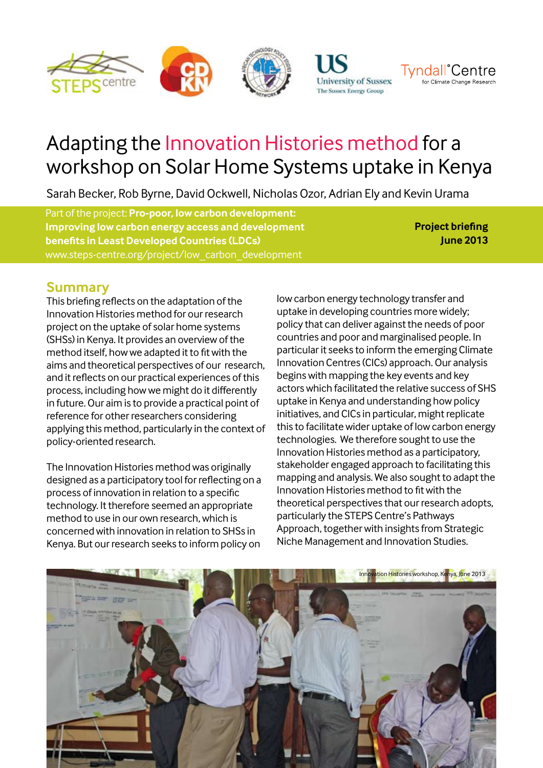# Adapting the Innovation Histories method for a workshop on Solar Home Systems uptake in Kenya

Sarah Becker, Rob Byrne, David Ockwell, Nicholas Ozor, Adrian Ely and Kevin Urama

Part of the project: **Pro-poor, low carbon development: Improving low carbon energy access and development benefits in Least Developed Countries (LDCs)**
www.steps-centre.org/project/low_carbon_development

**Project briefing**
**June 2013**

## Summary

This briefing reflects on the adaptation of the Innovation Histories method for our research project on the uptake of solar home systems (SHSs) in Kenya. It provides an overview of the method itself, how we adapted it to fit with the aims and theoretical perspectives of our research, and it reflects on our practical experiences of this process, including how we might do it differently in future. Our aim is to provide a practical point of reference for other researchers considering applying this method, particularly in the context of policy-oriented research.

The Innovation Histories method was originally designed as a participatory tool for reflecting on a process of innovation in relation to a specific technology. It therefore seemed an appropriate method to use in our own research, which is concerned with innovation in relation to SHSs in Kenya. But our research seeks to inform policy on low carbon energy technology transfer and uptake in developing countries more widely; policy that can deliver against the needs of poor countries and poor and marginalised people. In particular it seeks to inform the emerging Climate Innovation Centres (CICs) approach. Our analysis begins with mapping the key events and key actors which facilitated the relative success of SHS uptake in Kenya and understanding how policy initiatives, and CICs in particular, might replicate this to facilitate wider uptake of low carbon energy technologies. We therefore sought to use the Innovation Histories method as a participatory, stakeholder engaged approach to facilitating this mapping and analysis. We also sought to adapt the Innovation Histories method to fit with the theoretical perspectives that our research adopts, particularly the STEPS Centre's Pathways Approach, together with insights from Strategic Niche Management and Innovation Studies.

Innovation Histories workshop, Kenya, June 2013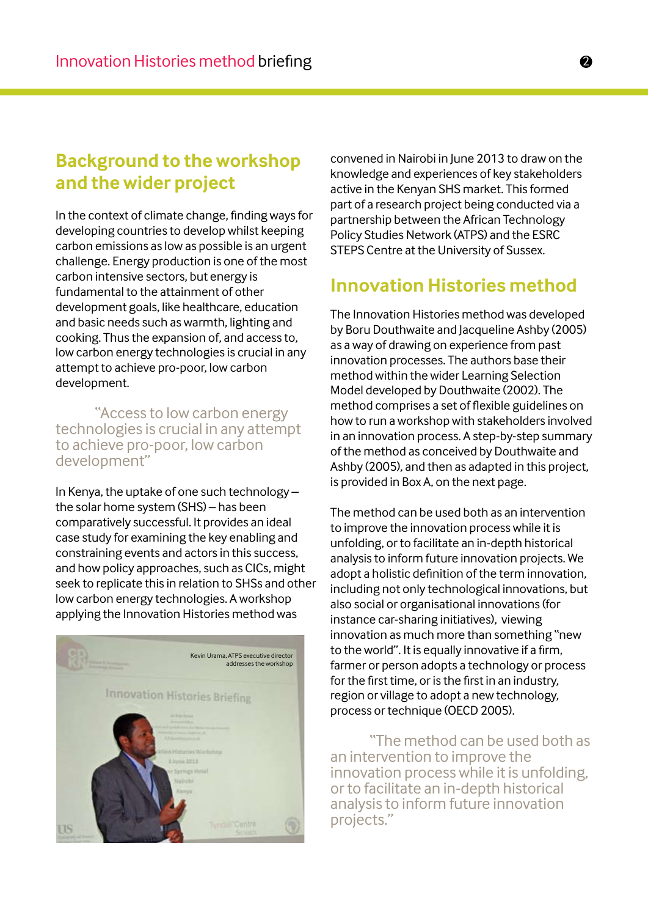## Background to the workshop and the wider project

In the context of climate change, finding ways for developing countries to develop whilst keeping carbon emissions as low as possible is an urgent challenge. Energy production is one of the most carbon intensive sectors, but energy is fundamental to the attainment of other development goals, like healthcare, education and basic needs such as warmth, lighting and cooking. Thus the expansion of, and access to, low carbon energy technologies is crucial in any attempt to achieve pro-poor, low carbon development.

> "Access to low carbon energy technologies is crucial in any attempt to achieve pro-poor, low carbon development"

In Kenya, the uptake of one such technology – the solar home system (SHS) – has been comparatively successful. It provides an ideal case study for examining the key enabling and constraining events and actors in this success, and how policy approaches, such as CICs, might seek to replicate this in relation to SHSs and other low carbon energy technologies. A workshop applying the Innovation Histories method was convened in Nairobi in June 2013 to draw on the knowledge and experiences of key stakeholders active in the Kenyan SHS market. This formed part of a research project being conducted via a partnership between the African Technology Policy Studies Network (ATPS) and the ESRC STEPS Centre at the University of Sussex.

Kevin Urama, ATPS executive director addresses the workshop

## Innovation Histories method

The Innovation Histories method was developed by Boru Douthwaite and Jacqueline Ashby (2005) as a way of drawing on experience from past innovation processes. The authors base their method within the wider Learning Selection Model developed by Douthwaite (2002). The method comprises a set of flexible guidelines on how to run a workshop with stakeholders involved in an innovation process. A step-by-step summary of the method as conceived by Douthwaite and Ashby (2005), and then as adapted in this project, is provided in Box A, on the next page.

The method can be used both as an intervention to improve the innovation process while it is unfolding, or to facilitate an in-depth historical analysis to inform future innovation projects. We adopt a holistic definition of the term innovation, including not only technological innovations, but also social or organisational innovations (for instance car-sharing initiatives), viewing innovation as much more than something "new to the world". It is equally innovative if a firm, farmer or person adopts a technology or process for the first time, or is the first in an industry, region or village to adopt a new technology, process or technique (OECD 2005).

> "The method can be used both as an intervention to improve the innovation process while it is unfolding, or to facilitate an in-depth historical analysis to inform future innovation projects."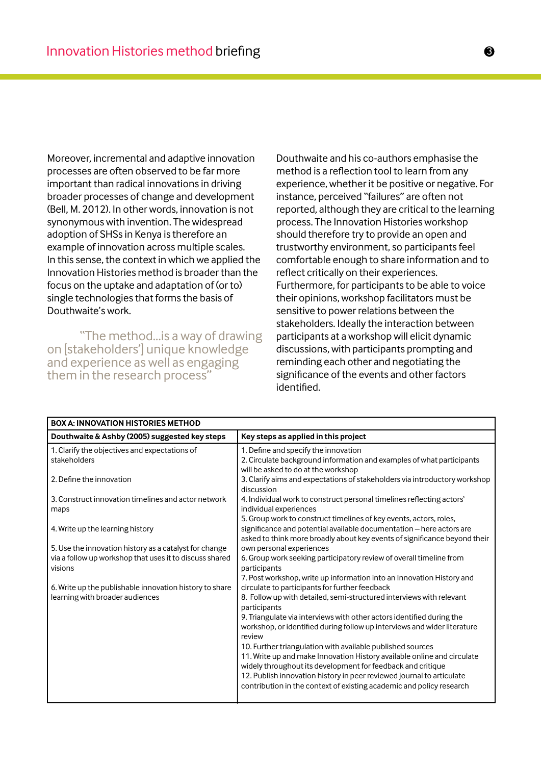Moreover, incremental and adaptive innovation processes are often observed to be far more important than radical innovations in driving broader processes of change and development (Bell, M. 2012). In other words, innovation is not synonymous with invention. The widespread adoption of SHSs in Kenya is therefore an example of innovation across multiple scales. In this sense, the context in which we applied the Innovation Histories method is broader than the focus on the uptake and adaptation of (or to) single technologies that forms the basis of Douthwaite's work.

> "The method...is a way of drawing on [stakeholders'] unique knowledge and experience as well as engaging them in the research process"

Douthwaite and his co-authors emphasise the method is a reflection tool to learn from any experience, whether it be positive or negative. For instance, perceived "failures" are often not reported, although they are critical to the learning process. The Innovation Histories workshop should therefore try to provide an open and trustworthy environment, so participants feel comfortable enough to share information and to reflect critically on their experiences. Furthermore, for participants to be able to voice their opinions, workshop facilitators must be sensitive to power relations between the stakeholders. Ideally the interaction between participants at a workshop will elicit dynamic discussions, with participants prompting and reminding each other and negotiating the significance of the events and other factors identified.

| BOX A: INNOVATION HISTORIES METHOD | |
|---|---|
| **Douthwaite & Ashby (2005) suggested key steps** | **Key steps as applied in this project** |
| 1. Clarify the objectives and expectations of stakeholders<br><br>2. Define the innovation<br><br>3. Construct innovation timelines and actor network maps<br><br>4. Write up the learning history<br><br>5. Use the innovation history as a catalyst for change via a follow up workshop that uses it to discuss shared visions<br><br>6. Write up the publishable innovation history to share learning with broader audiences | 1. Define and specify the innovation<br>2. Circulate background information and examples of what participants will be asked to do at the workshop<br>3. Clarify aims and expectations of stakeholders via introductory workshop discussion<br>4. Individual work to construct personal timelines reflecting actors' individual experiences<br>5. Group work to construct timelines of key events, actors, roles, significance and potential available documentation – here actors are asked to think more broadly about key events of significance beyond their own personal experiences<br>6. Group work seeking participatory review of overall timeline from participants<br>7. Post workshop, write up information into an Innovation History and circulate to participants for further feedback<br>8. Follow up with detailed, semi-structured interviews with relevant participants<br>9. Triangulate via interviews with other actors identified during the workshop, or identified during follow up interviews and wider literature review<br>10. Further triangulation with available published sources<br>11. Write up and make Innovation History available online and circulate widely throughout its development for feedback and critique<br>12. Publish innovation history in peer reviewed journal to articulate contribution in the context of existing academic and policy research |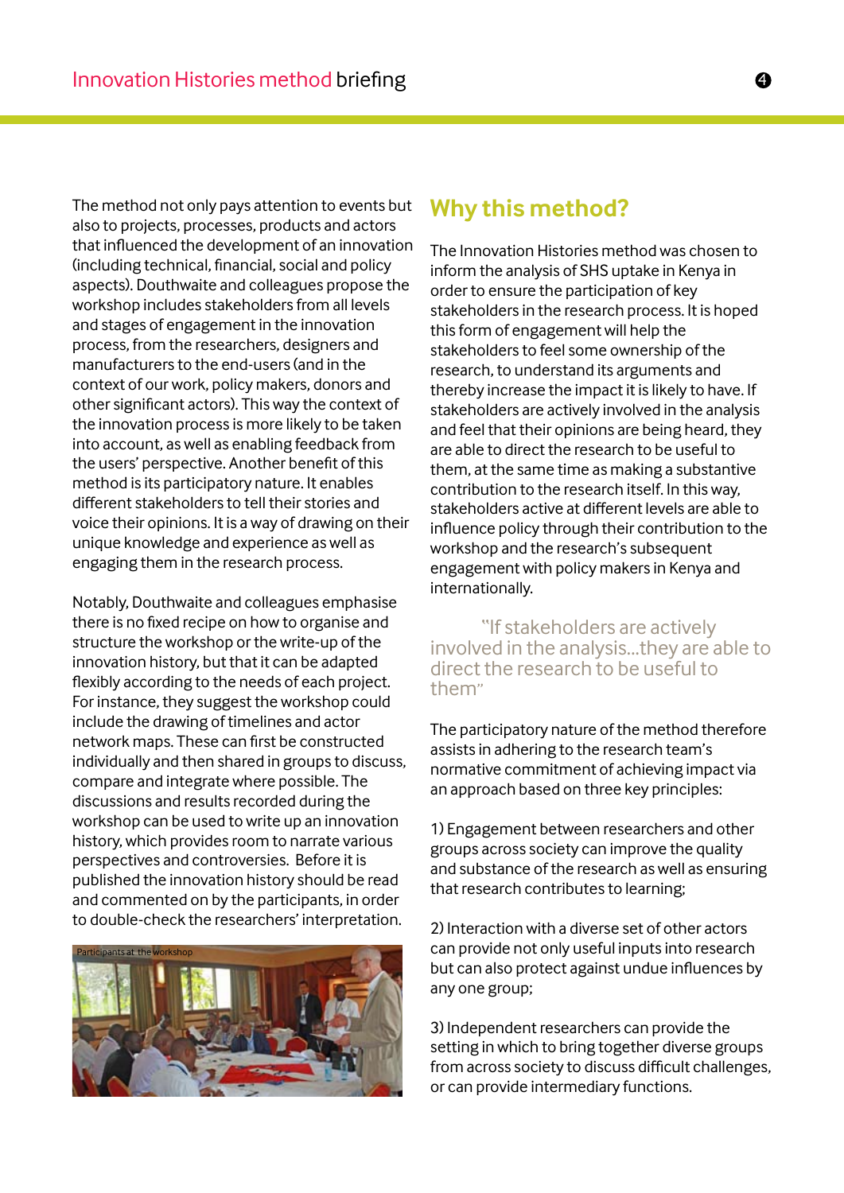The method not only pays attention to events but also to projects, processes, products and actors that influenced the development of an innovation (including technical, financial, social and policy aspects). Douthwaite and colleagues propose the workshop includes stakeholders from all levels and stages of engagement in the innovation process, from the researchers, designers and manufacturers to the end-users (and in the context of our work, policy makers, donors and other significant actors). This way the context of the innovation process is more likely to be taken into account, as well as enabling feedback from the users' perspective. Another benefit of this method is its participatory nature. It enables different stakeholders to tell their stories and voice their opinions. It is a way of drawing on their unique knowledge and experience as well as engaging them in the research process.

Notably, Douthwaite and colleagues emphasise there is no fixed recipe on how to organise and structure the workshop or the write-up of the innovation history, but that it can be adapted flexibly according to the needs of each project. For instance, they suggest the workshop could include the drawing of timelines and actor network maps. These can first be constructed individually and then shared in groups to discuss, compare and integrate where possible. The discussions and results recorded during the workshop can be used to write up an innovation history, which provides room to narrate various perspectives and controversies. Before it is published the innovation history should be read and commented on by the participants, in order to double-check the researchers' interpretation.

Participants at the workshop

## Why this method?

The Innovation Histories method was chosen to inform the analysis of SHS uptake in Kenya in order to ensure the participation of key stakeholders in the research process. It is hoped this form of engagement will help the stakeholders to feel some ownership of the research, to understand its arguments and thereby increase the impact it is likely to have. If stakeholders are actively involved in the analysis and feel that their opinions are being heard, they are able to direct the research to be useful to them, at the same time as making a substantive contribution to the research itself. In this way, stakeholders active at different levels are able to influence policy through their contribution to the workshop and the research's subsequent engagement with policy makers in Kenya and internationally.

> "If stakeholders are actively involved in the analysis...they are able to direct the research to be useful to them"

The participatory nature of the method therefore assists in adhering to the research team's normative commitment of achieving impact via an approach based on three key principles:

1) Engagement between researchers and other groups across society can improve the quality and substance of the research as well as ensuring that research contributes to learning;

2) Interaction with a diverse set of other actors can provide not only useful inputs into research but can also protect against undue influences by any one group;

3) Independent researchers can provide the setting in which to bring together diverse groups from across society to discuss difficult challenges, or can provide intermediary functions.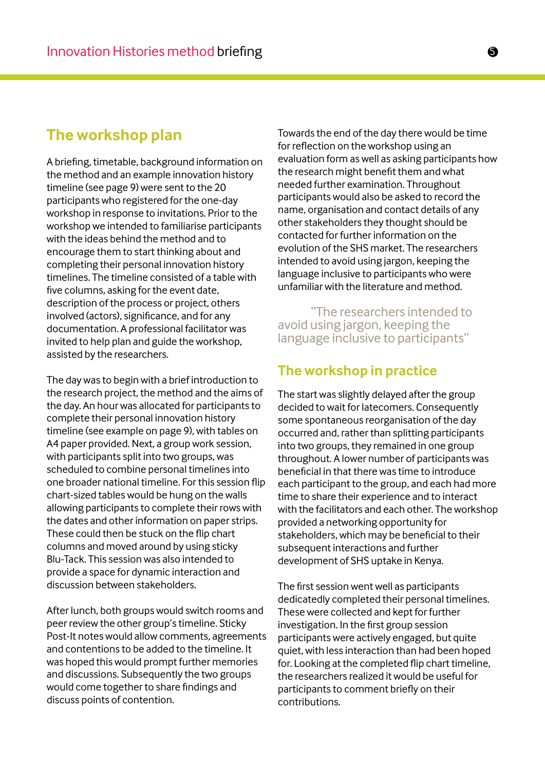## The workshop plan

A briefing, timetable, background information on the method and an example innovation history timeline (see page 9) were sent to the 20 participants who registered for the one-day workshop in response to invitations. Prior to the workshop we intended to familiarise participants with the ideas behind the method and to encourage them to start thinking about and completing their personal innovation history timelines. The timeline consisted of a table with five columns, asking for the event date, description of the process or project, others involved (actors), significance, and for any documentation. A professional facilitator was invited to help plan and guide the workshop, assisted by the researchers.

The day was to begin with a brief introduction to the research project, the method and the aims of the day. An hour was allocated for participants to complete their personal innovation history timeline (see example on page 9), with tables on A4 paper provided. Next, a group work session, with participants split into two groups, was scheduled to combine personal timelines into one broader national timeline. For this session flip chart-sized tables would be hung on the walls allowing participants to complete their rows with the dates and other information on paper strips. These could then be stuck on the flip chart columns and moved around by using sticky Blu-Tack. This session was also intended to provide a space for dynamic interaction and discussion between stakeholders.

After lunch, both groups would switch rooms and peer review the other group's timeline. Sticky Post-It notes would allow comments, agreements and contentions to be added to the timeline. It was hoped this would prompt further memories and discussions. Subsequently the two groups would come together to share findings and discuss points of contention.

Towards the end of the day there would be time for reflection on the workshop using an evaluation form as well as asking participants how the research might benefit them and what needed further examination. Throughout participants would also be asked to record the name, organisation and contact details of any other stakeholders they thought should be contacted for further information on the evolution of the SHS market. The researchers intended to avoid using jargon, keeping the language inclusive to participants who were unfamiliar with the literature and method.

> "The researchers intended to avoid using jargon, keeping the language inclusive to participants"

## The workshop in practice

The start was slightly delayed after the group decided to wait for latecomers. Consequently some spontaneous reorganisation of the day occurred and, rather than splitting participants into two groups, they remained in one group throughout. A lower number of participants was beneficial in that there was time to introduce each participant to the group, and each had more time to share their experience and to interact with the facilitators and each other. The workshop provided a networking opportunity for stakeholders, which may be beneficial to their subsequent interactions and further development of SHS uptake in Kenya.

The first session went well as participants dedicatedly completed their personal timelines. These were collected and kept for further investigation. In the first group session participants were actively engaged, but quite quiet, with less interaction than had been hoped for. Looking at the completed flip chart timeline, the researchers realized it would be useful for participants to comment briefly on their contributions.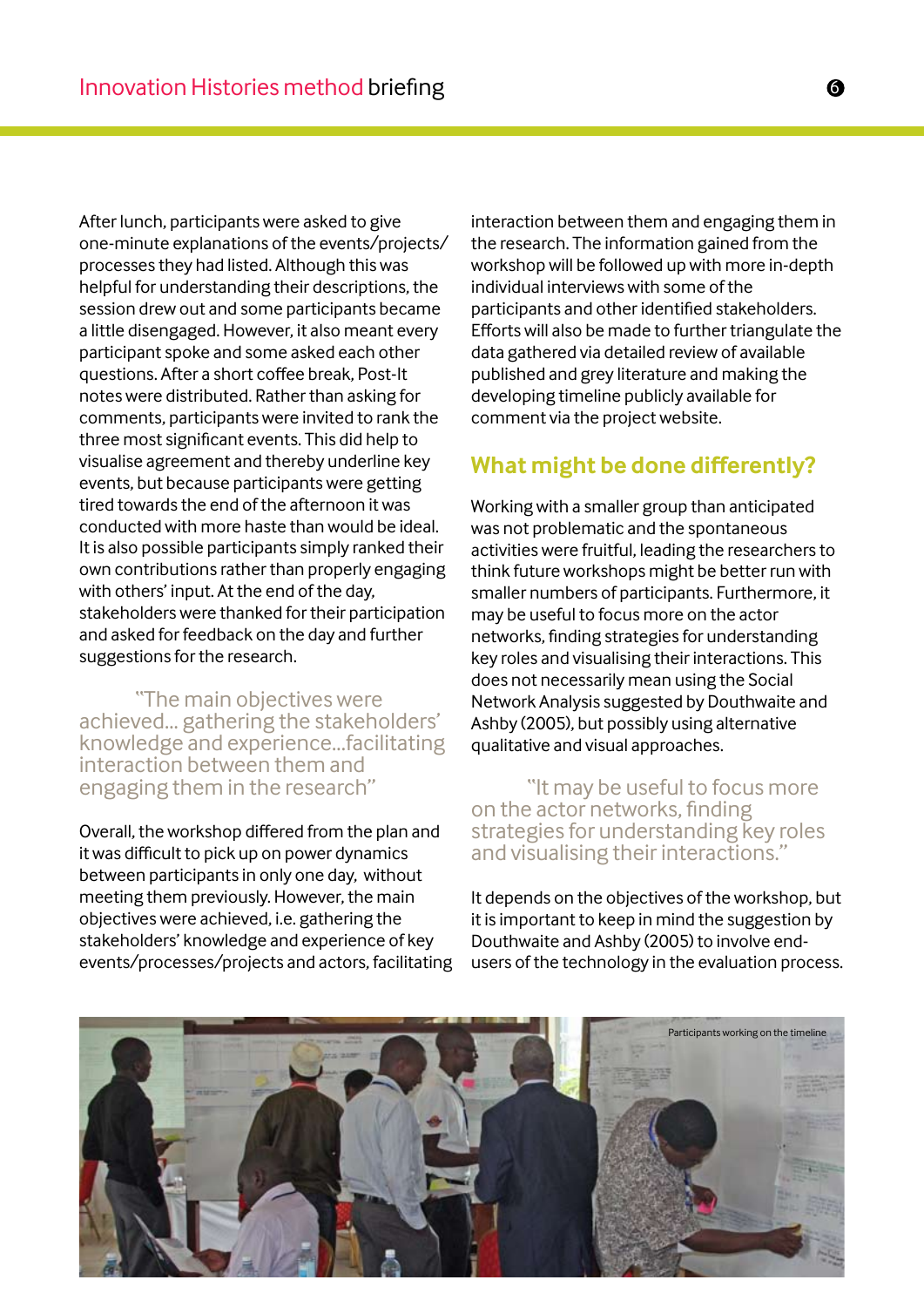After lunch, participants were asked to give one-minute explanations of the events/projects/processes they had listed. Although this was helpful for understanding their descriptions, the session drew out and some participants became a little disengaged. However, it also meant every participant spoke and some asked each other questions. After a short coffee break, Post-It notes were distributed. Rather than asking for comments, participants were invited to rank the three most significant events. This did help to visualise agreement and thereby underline key events, but because participants were getting tired towards the end of the afternoon it was conducted with more haste than would be ideal. It is also possible participants simply ranked their own contributions rather than properly engaging with others' input. At the end of the day, stakeholders were thanked for their participation and asked for feedback on the day and further suggestions for the research.

> "The main objectives were achieved... gathering the stakeholders' knowledge and experience...facilitating interaction between them and engaging them in the research"

Overall, the workshop differed from the plan and it was difficult to pick up on power dynamics between participants in only one day, without meeting them previously. However, the main objectives were achieved, i.e. gathering the stakeholders' knowledge and experience of key events/processes/projects and actors, facilitating interaction between them and engaging them in the research. The information gained from the workshop will be followed up with more in-depth individual interviews with some of the participants and other identified stakeholders. Efforts will also be made to further triangulate the data gathered via detailed review of available published and grey literature and making the developing timeline publicly available for comment via the project website.

## What might be done differently?

Working with a smaller group than anticipated was not problematic and the spontaneous activities were fruitful, leading the researchers to think future workshops might be better run with smaller numbers of participants. Furthermore, it may be useful to focus more on the actor networks, finding strategies for understanding key roles and visualising their interactions. This does not necessarily mean using the Social Network Analysis suggested by Douthwaite and Ashby (2005), but possibly using alternative qualitative and visual approaches.

> "It may be useful to focus more on the actor networks, finding strategies for understanding key roles and visualising their interactions."

It depends on the objectives of the workshop, but it is important to keep in mind the suggestion by Douthwaite and Ashby (2005) to involve end-users of the technology in the evaluation process.

Participants working on the timeline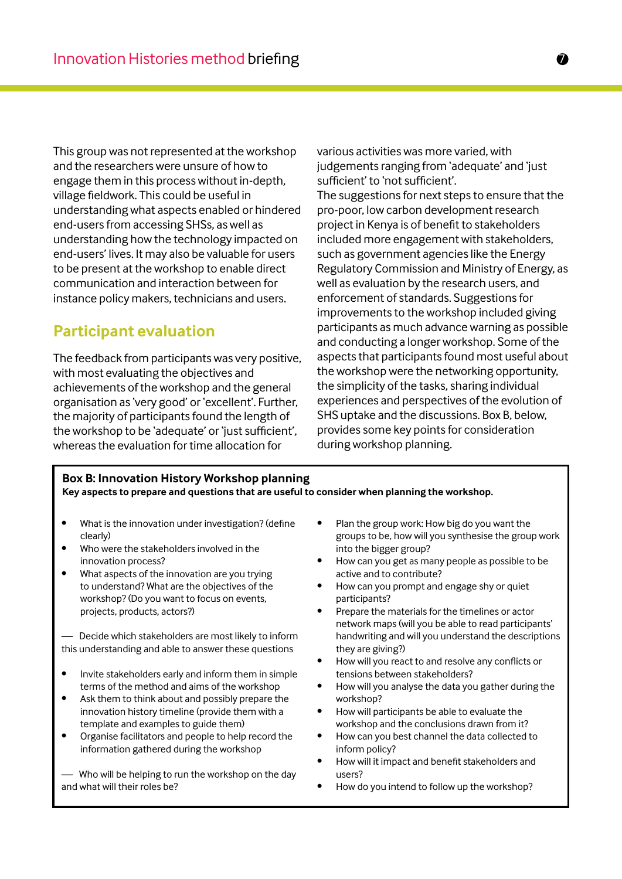This group was not represented at the workshop and the researchers were unsure of how to engage them in this process without in-depth, village fieldwork. This could be useful in understanding what aspects enabled or hindered end-users from accessing SHSs, as well as understanding how the technology impacted on end-users' lives. It may also be valuable for users to be present at the workshop to enable direct communication and interaction between for instance policy makers, technicians and users.

## Participant evaluation

The feedback from participants was very positive, with most evaluating the objectives and achievements of the workshop and the general organisation as 'very good' or 'excellent'. Further, the majority of participants found the length of the workshop to be 'adequate' or 'just sufficient', whereas the evaluation for time allocation for various activities was more varied, with judgements ranging from 'adequate' and 'just sufficient' to 'not sufficient'.

The suggestions for next steps to ensure that the pro-poor, low carbon development research project in Kenya is of benefit to stakeholders included more engagement with stakeholders, such as government agencies like the Energy Regulatory Commission and Ministry of Energy, as well as evaluation by the research users, and enforcement of standards. Suggestions for improvements to the workshop included giving participants as much advance warning as possible and conducting a longer workshop. Some of the aspects that participants found most useful about the workshop were the networking opportunity, the simplicity of the tasks, sharing individual experiences and perspectives of the evolution of SHS uptake and the discussions. Box B, below, provides some key points for consideration during workshop planning.

### Box B: Innovation History Workshop planning

**Key aspects to prepare and questions that are useful to consider when planning the workshop.**

- What is the innovation under investigation? (define clearly)
- Who were the stakeholders involved in the innovation process?
- What aspects of the innovation are you trying to understand? What are the objectives of the workshop? (Do you want to focus on events, projects, products, actors?)

— Decide which stakeholders are most likely to inform this understanding and able to answer these questions

- Invite stakeholders early and inform them in simple terms of the method and aims of the workshop
- Ask them to think about and possibly prepare the innovation history timeline (provide them with a template and examples to guide them)
- Organise facilitators and people to help record the information gathered during the workshop

— Who will be helping to run the workshop on the day and what will their roles be?

- Plan the group work: How big do you want the groups to be, how will you synthesise the group work into the bigger group?
- How can you get as many people as possible to be active and to contribute?
- How can you prompt and engage shy or quiet participants?
- Prepare the materials for the timelines or actor network maps (will you be able to read participants' handwriting and will you understand the descriptions they are giving?)
- How will you react to and resolve any conflicts or tensions between stakeholders?
- How will you analyse the data you gather during the workshop?
- How will participants be able to evaluate the workshop and the conclusions drawn from it?
- How can you best channel the data collected to inform policy?
- How will it impact and benefit stakeholders and users?
- How do you intend to follow up the workshop?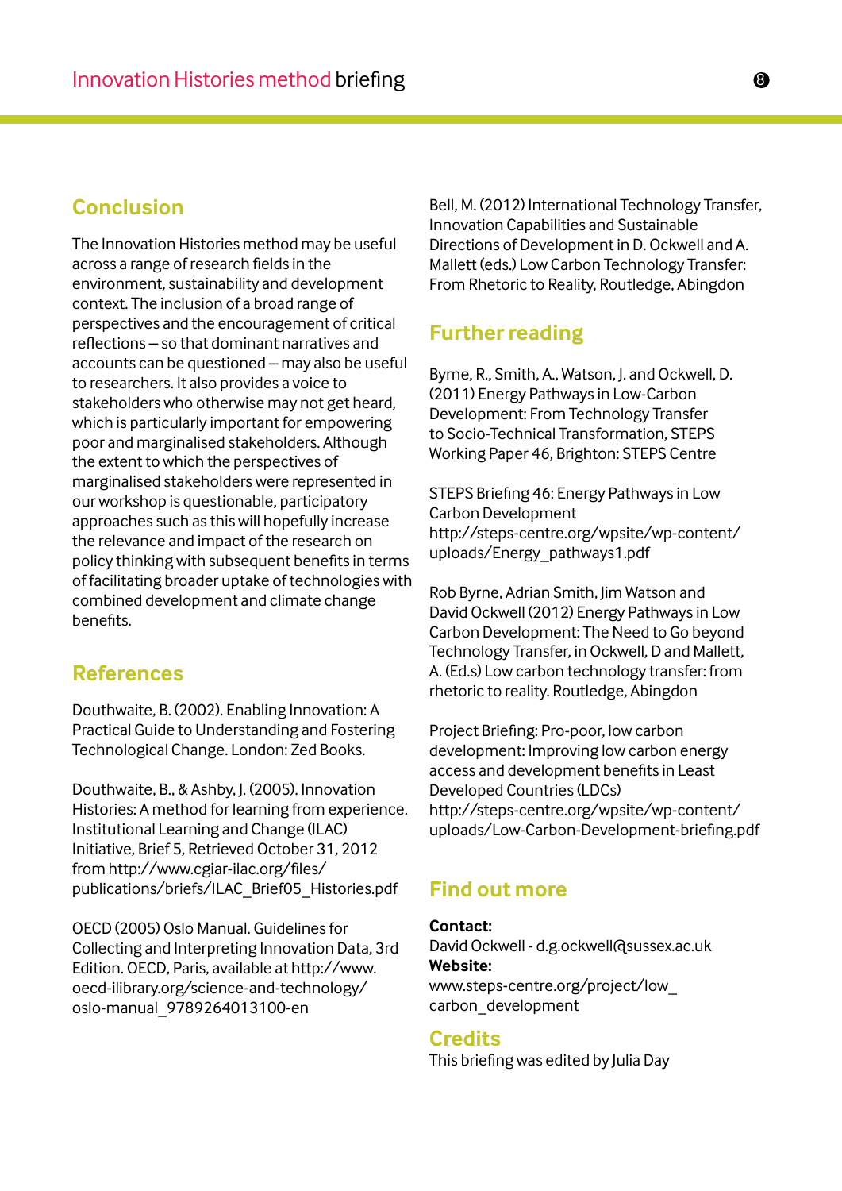## Conclusion

The Innovation Histories method may be useful across a range of research fields in the environment, sustainability and development context. The inclusion of a broad range of perspectives and the encouragement of critical reflections – so that dominant narratives and accounts can be questioned – may also be useful to researchers. It also provides a voice to stakeholders who otherwise may not get heard, which is particularly important for empowering poor and marginalised stakeholders. Although the extent to which the perspectives of marginalised stakeholders were represented in our workshop is questionable, participatory approaches such as this will hopefully increase the relevance and impact of the research on policy thinking with subsequent benefits in terms of facilitating broader uptake of technologies with combined development and climate change benefits.

## References

Douthwaite, B. (2002). Enabling Innovation: A Practical Guide to Understanding and Fostering Technological Change. London: Zed Books.

Douthwaite, B., & Ashby, J. (2005). Innovation Histories: A method for learning from experience. Institutional Learning and Change (ILAC) Initiative, Brief 5, Retrieved October 31, 2012 from http://www.cgiar-ilac.org/files/publications/briefs/ILAC_Brief05_Histories.pdf

OECD (2005) Oslo Manual. Guidelines for Collecting and Interpreting Innovation Data, 3rd Edition. OECD, Paris, available at http://www.oecd-ilibrary.org/science-and-technology/oslo-manual_9789264013100-en

Bell, M. (2012) International Technology Transfer, Innovation Capabilities and Sustainable Directions of Development in D. Ockwell and A. Mallett (eds.) Low Carbon Technology Transfer: From Rhetoric to Reality, Routledge, Abingdon

## Further reading

Byrne, R., Smith, A., Watson, J. and Ockwell, D. (2011) Energy Pathways in Low-Carbon Development: From Technology Transfer to Socio-Technical Transformation, STEPS Working Paper 46, Brighton: STEPS Centre

STEPS Briefing 46: Energy Pathways in Low Carbon Development
http://steps-centre.org/wpsite/wp-content/uploads/Energy_pathways1.pdf

Rob Byrne, Adrian Smith, Jim Watson and David Ockwell (2012) Energy Pathways in Low Carbon Development: The Need to Go beyond Technology Transfer, in Ockwell, D and Mallett, A. (Ed.s) Low carbon technology transfer: from rhetoric to reality. Routledge, Abingdon

Project Briefing: Pro-poor, low carbon development: Improving low carbon energy access and development benefits in Least Developed Countries (LDCs)
http://steps-centre.org/wpsite/wp-content/uploads/Low-Carbon-Development-briefing.pdf

## Find out more

**Contact:**
David Ockwell - d.g.ockwell@sussex.ac.uk
**Website:**
www.steps-centre.org/project/low_carbon_development

## Credits

This briefing was edited by Julia Day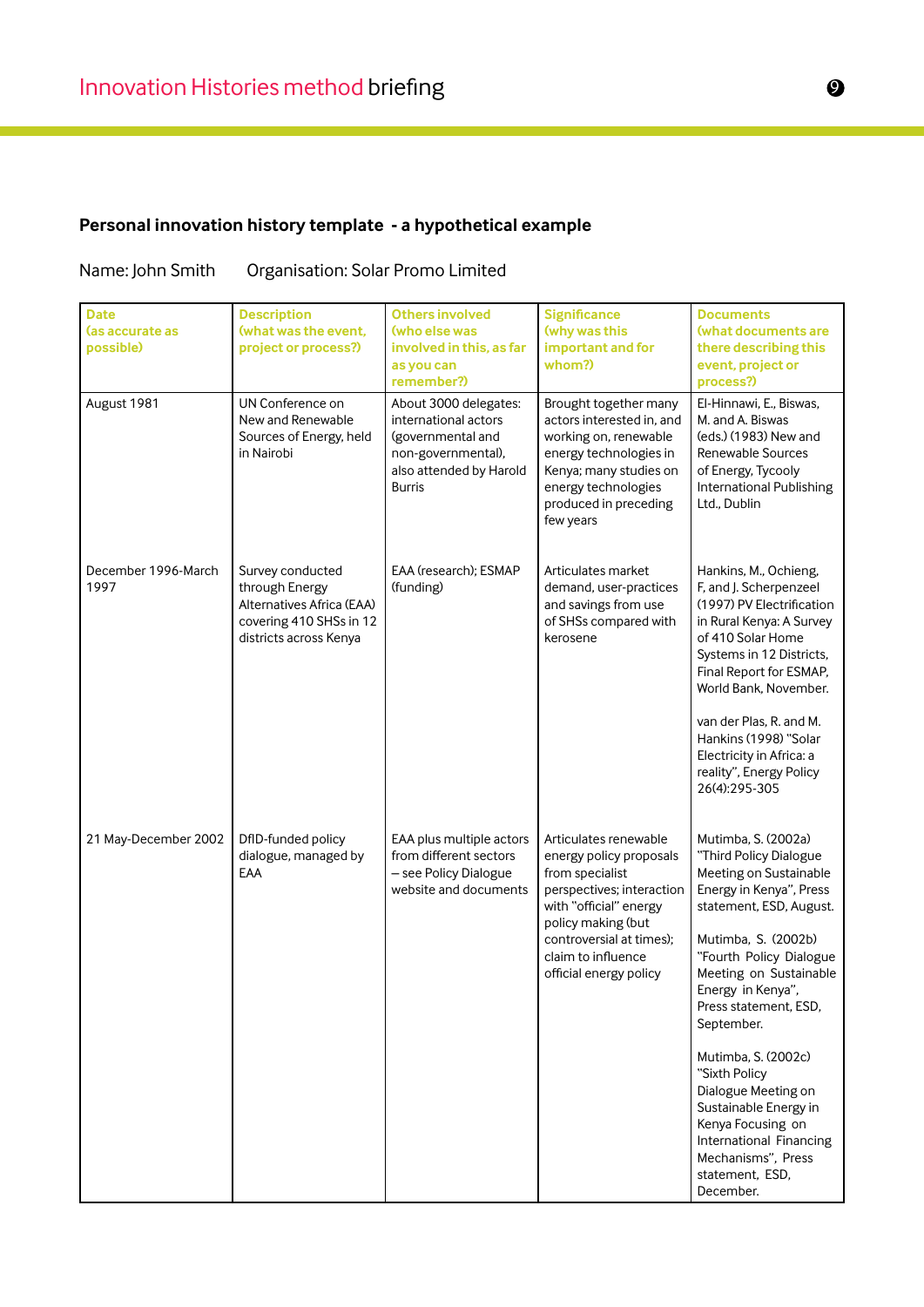### Personal innovation history template - a hypothetical example

Name: John Smith Organisation: Solar Promo Limited

| Date (as accurate as possible) | Description (what was the event, project or process?) | Others involved (who else was involved in this, as far as you can remember?) | Significance (why was this important and for whom?) | Documents (what documents are there describing this event, project or process?) |
|---|---|---|---|---|
| August 1981 | UN Conference on New and Renewable Sources of Energy, held in Nairobi | About 3000 delegates: international actors (governmental and non-governmental), also attended by Harold Burris | Brought together many actors interested in, and working on, renewable energy technologies in Kenya; many studies on energy technologies produced in preceding few years | El-Hinnawi, E., Biswas, M. and A. Biswas (eds.) (1983) New and Renewable Sources of Energy, Tycooly International Publishing Ltd., Dublin |
| December 1996-March 1997 | Survey conducted through Energy Alternatives Africa (EAA) covering 410 SHSs in 12 districts across Kenya | EAA (research); ESMAP (funding) | Articulates market demand, user-practices and savings from use of SHSs compared with kerosene | Hankins, M., Ochieng, F, and J. Scherpenzeel (1997) PV Electrification in Rural Kenya: A Survey of 410 Solar Home Systems in 12 Districts, Final Report for ESMAP, World Bank, November.<br><br>van der Plas, R. and M. Hankins (1998) "Solar Electricity in Africa: a reality", Energy Policy 26(4):295-305 |
| 21 May-December 2002 | DfID-funded policy dialogue, managed by EAA | EAA plus multiple actors from different sectors – see Policy Dialogue website and documents | Articulates renewable energy policy proposals from specialist perspectives; interaction with "official" energy policy making (but controversial at times); claim to influence official energy policy | Mutimba, S. (2002a) "Third Policy Dialogue Meeting on Sustainable Energy in Kenya", Press statement, ESD, August.<br><br>Mutimba, S. (2002b) "Fourth Policy Dialogue Meeting on Sustainable Energy in Kenya", Press statement, ESD, September.<br><br>Mutimba, S. (2002c) "Sixth Policy Dialogue Meeting on Sustainable Energy in Kenya Focusing on International Financing Mechanisms", Press statement, ESD, December. |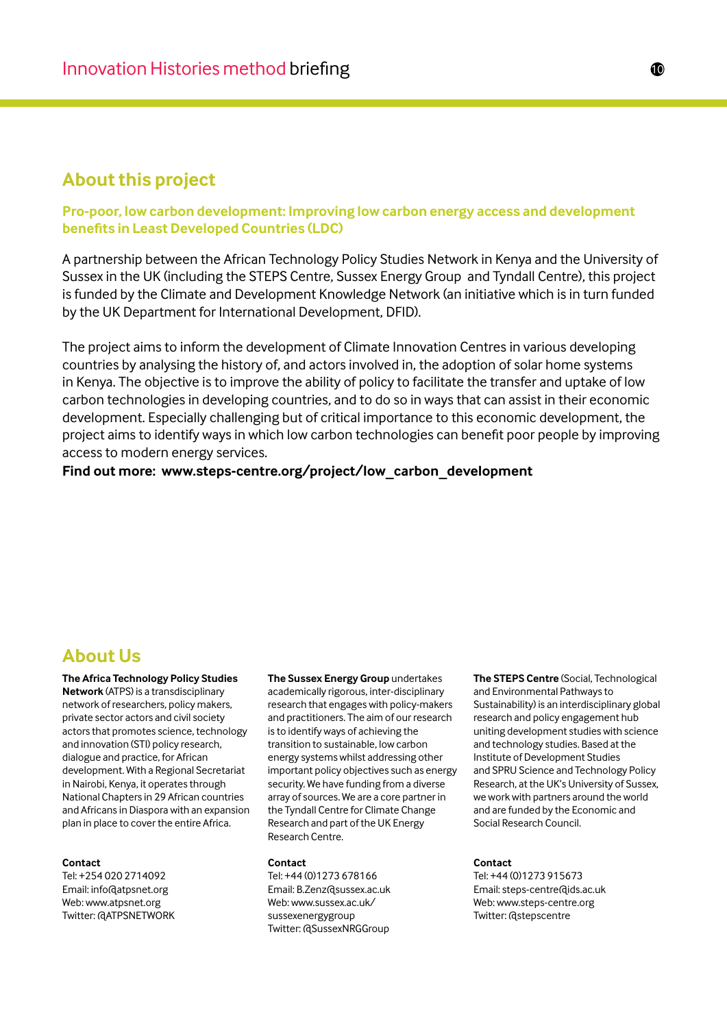## About this project

**Pro-poor, low carbon development: Improving low carbon energy access and development benefits in Least Developed Countries (LDC)**

A partnership between the African Technology Policy Studies Network in Kenya and the University of Sussex in the UK (including the STEPS Centre, Sussex Energy Group and Tyndall Centre), this project is funded by the Climate and Development Knowledge Network (an initiative which is in turn funded by the UK Department for International Development, DFID).

The project aims to inform the development of Climate Innovation Centres in various developing countries by analysing the history of, and actors involved in, the adoption of solar home systems in Kenya. The objective is to improve the ability of policy to facilitate the transfer and uptake of low carbon technologies in developing countries, and to do so in ways that can assist in their economic development. Especially challenging but of critical importance to this economic development, the project aims to identify ways in which low carbon technologies can benefit poor people by improving access to modern energy services.

**Find out more: www.steps-centre.org/project/low_carbon_development**

## About Us

**The Africa Technology Policy Studies Network** (ATPS) is a transdisciplinary network of researchers, policy makers, private sector actors and civil society actors that promotes science, technology and innovation (STI) policy research, dialogue and practice, for African development. With a Regional Secretariat in Nairobi, Kenya, it operates through National Chapters in 29 African countries and Africans in Diaspora with an expansion plan in place to cover the entire Africa.

**Contact**
Tel: +254 020 2714092
Email: info@atpsnet.org
Web: www.atpsnet.org
Twitter: @ATPSNETWORK

**The Sussex Energy Group** undertakes academically rigorous, inter-disciplinary research that engages with policy-makers and practitioners. The aim of our research is to identify ways of achieving the transition to sustainable, low carbon energy systems whilst addressing other important policy objectives such as energy security. We have funding from a diverse array of sources. We are a core partner in the Tyndall Centre for Climate Change Research and part of the UK Energy Research Centre.

**Contact**
Tel: +44 (0)1273 678166
Email: B.Zenz@sussex.ac.uk
Web: www.sussex.ac.uk/sussexenergygroup
Twitter: @SussexNRGGroup

**The STEPS Centre** (Social, Technological and Environmental Pathways to Sustainability) is an interdisciplinary global research and policy engagement hub uniting development studies with science and technology studies. Based at the Institute of Development Studies and SPRU Science and Technology Policy Research, at the UK's University of Sussex, we work with partners around the world and are funded by the Economic and Social Research Council.

**Contact**
Tel: +44 (0)1273 915673
Email: steps-centre@ids.ac.uk
Web: www.steps-centre.org
Twitter: @stepscentre